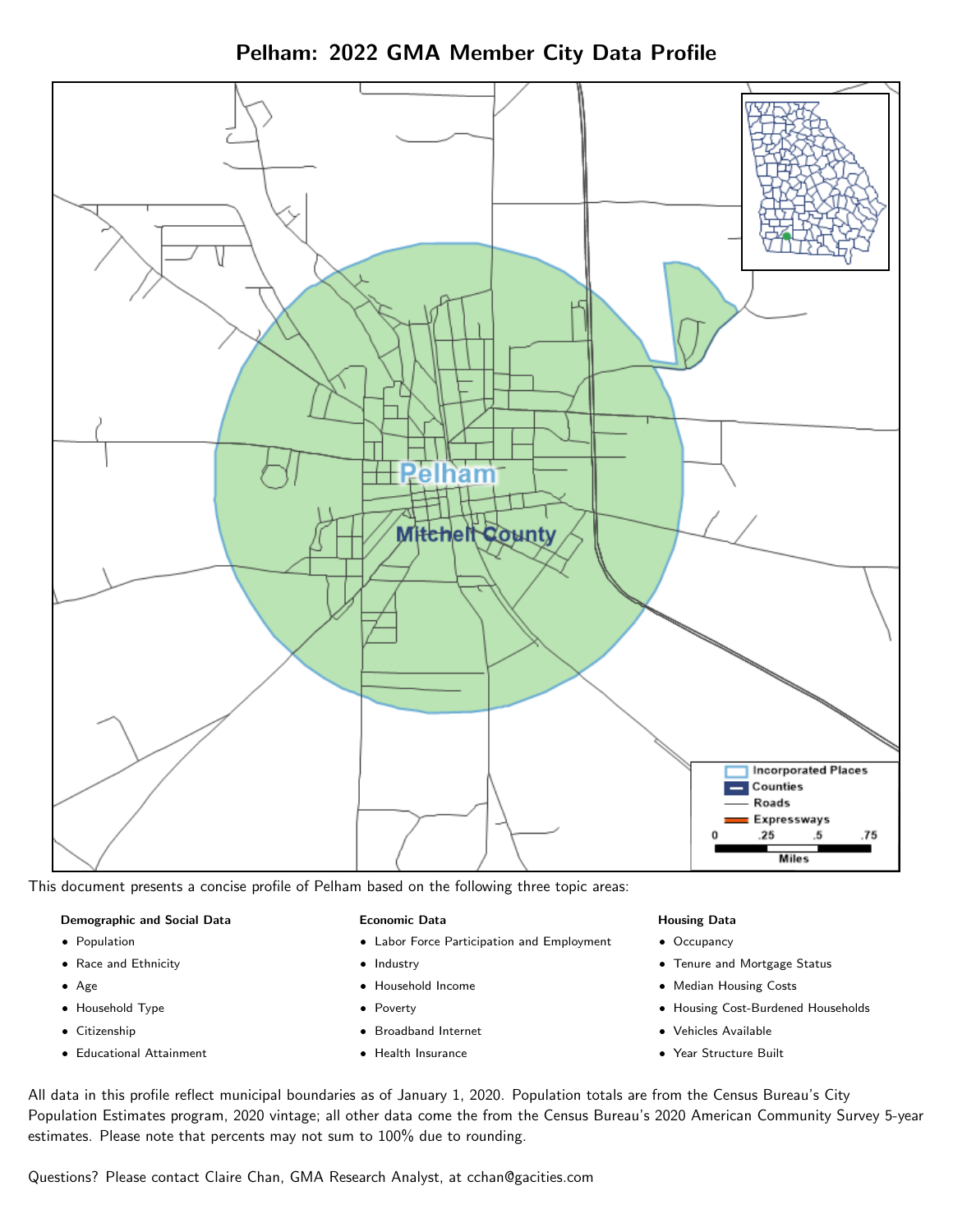# Pelham: 2022 GMA Member City Data Profile

This document presents a concise profile of Pelham based on the following three topic areas:

**Demographic and Social Data**

- Population
- Race and Ethnicity
- Age
- Household Type
- Citizenship
- Educational Attainment

**Economic Data**

- Labor Force Participation and Employment
- Industry
- Household Income
- Poverty
- Broadband Internet
- Health Insurance

**Housing Data**

- Occupancy
- Tenure and Mortgage Status
- Median Housing Costs
- Housing Cost-Burdened Households
- Vehicles Available
- Year Structure Built

All data in this profile reflect municipal boundaries as of January 1, 2020. Population totals are from the Census Bureau's City Population Estimates program, 2020 vintage; all other data come the from the Census Bureau's 2020 American Community Survey 5-year estimates. Please note that percents may not sum to 100% due to rounding.

Questions? Please contact Claire Chan, GMA Research Analyst, at cchan@gacities.com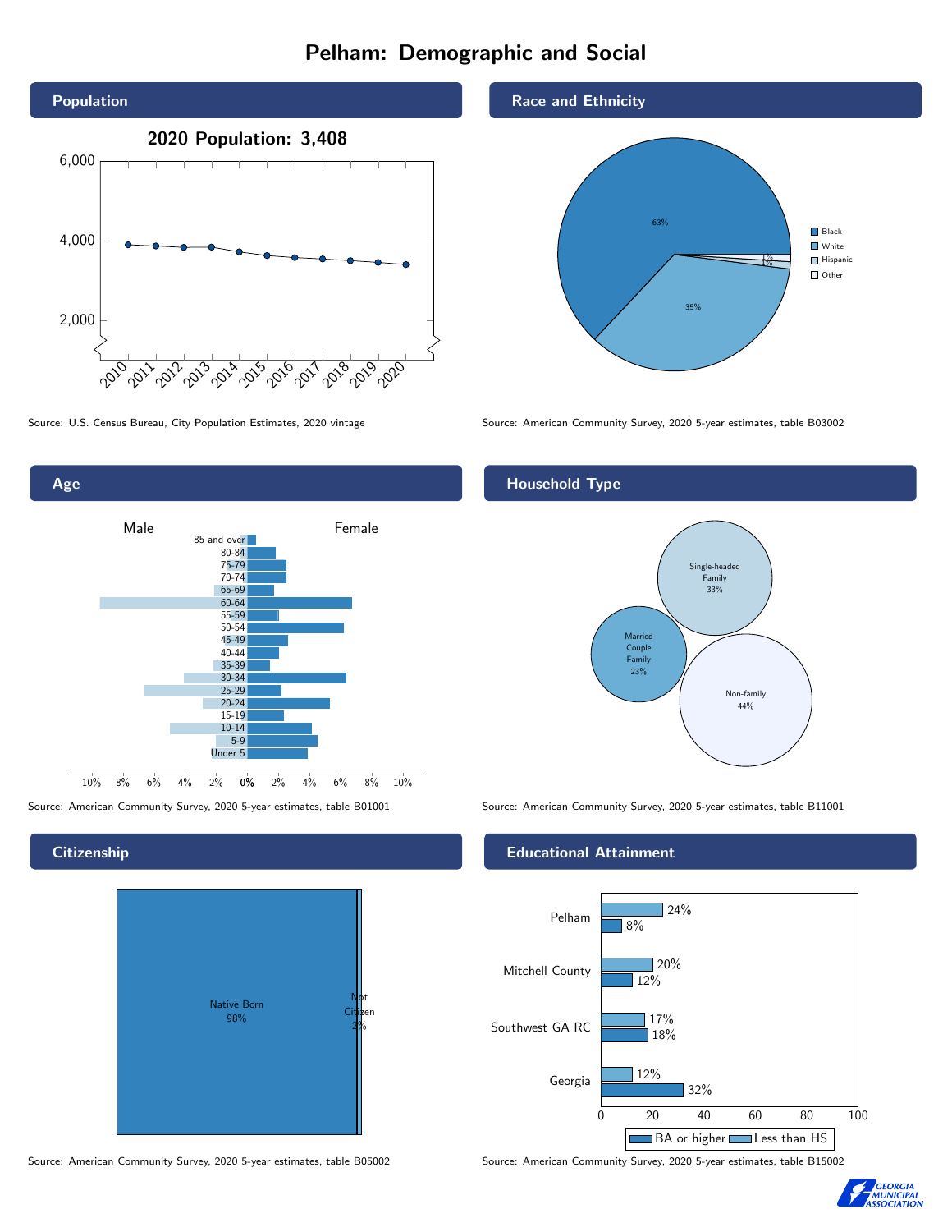# Pelham: Demographic and Social

## Population

**2020 Population: 3,408**

Source: U.S. Census Bureau, City Population Estimates, 2020 vintage

## Race and Ethnicity

| Race/Ethnicity | Percent |
|---|---|
| Black | 63% |
| White | 35% |
| Hispanic | 1% |
| Other | 1% |

Source: American Community Survey, 2020 5-year estimates, table B03002

## Age

Source: American Community Survey, 2020 5-year estimates, table B01001

## Household Type

| Household Type | Percent |
|---|---|
| Single-headed Family | 33% |
| Married Couple Family | 23% |
| Non-family | 44% |

Source: American Community Survey, 2020 5-year estimates, table B11001

## Citizenship

| Citizenship | Percent |
|---|---|
| Native Born | 98% |
| Not Citizen | 2% |

Source: American Community Survey, 2020 5-year estimates, table B05002

## Educational Attainment

| Area | Less than HS | BA or higher |
|---|---|---|
| Pelham | 24% | 8% |
| Mitchell County | 20% | 12% |
| Southwest GA RC | 17% | 18% |
| Georgia | 12% | 32% |

Source: American Community Survey, 2020 5-year estimates, table B15002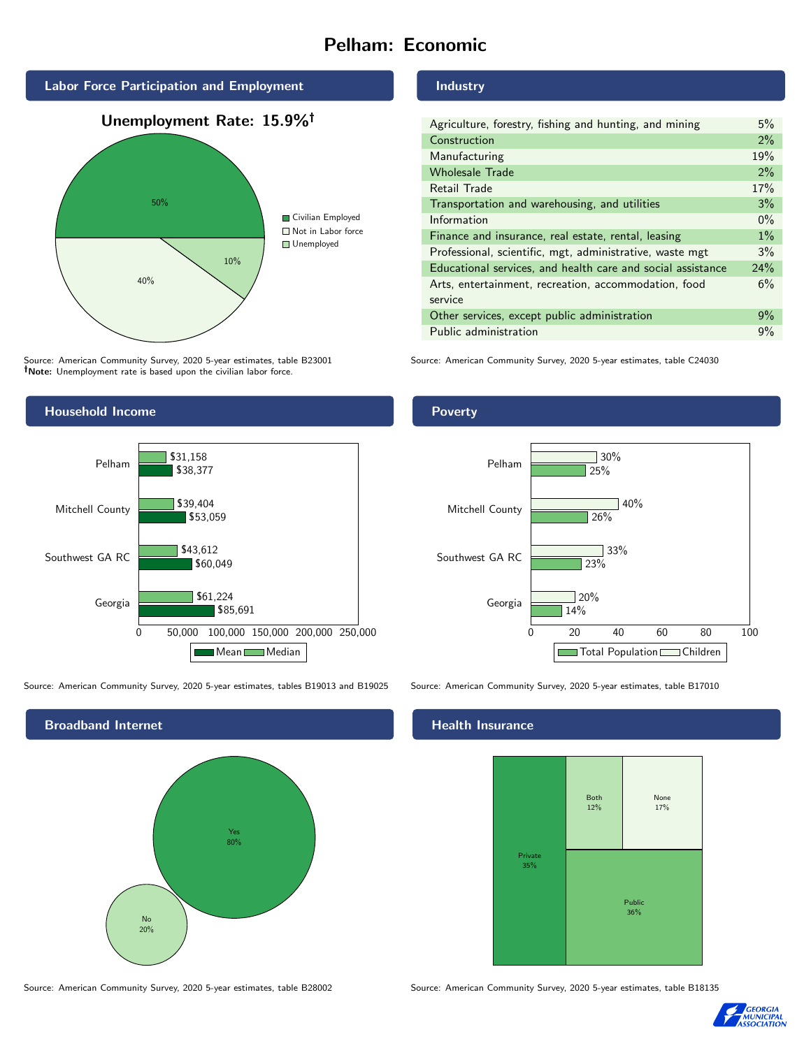# Pelham: Economic

## Labor Force Participation and Employment

**Unemployment Rate: 15.9%†**

| Category | Percent |
|---|---|
| Civilian Employed | 50% |
| Not in Labor force | 40% |
| Unemployed | 10% |

Source: American Community Survey, 2020 5-year estimates, table B23001
**†Note:** Unemployment rate is based upon the civilian labor force.

## Industry

| Industry | Percent |
|---|---|
| Agriculture, forestry, fishing and hunting, and mining | 5% |
| Construction | 2% |
| Manufacturing | 19% |
| Wholesale Trade | 2% |
| Retail Trade | 17% |
| Transportation and warehousing, and utilities | 3% |
| Information | 0% |
| Finance and insurance, real estate, rental, leasing | 1% |
| Professional, scientific, mgt, administrative, waste mgt | 3% |
| Educational services, and health care and social assistance | 24% |
| Arts, entertainment, recreation, accommodation, food service | 6% |
| Other services, except public administration | 9% |
| Public administration | 9% |

Source: American Community Survey, 2020 5-year estimates, table C24030

## Household Income

| | Median | Mean |
|---|---|---|
| Pelham | $31,158 | $38,377 |
| Mitchell County | $39,404 | $53,059 |
| Southwest GA RC | $43,612 | $60,049 |
| Georgia | $61,224 | $85,691 |

Source: American Community Survey, 2020 5-year estimates, tables B19013 and B19025

## Poverty

| | Children | Total Population |
|---|---|---|
| Pelham | 30% | 25% |
| Mitchell County | 40% | 26% |
| Southwest GA RC | 33% | 23% |
| Georgia | 20% | 14% |

Source: American Community Survey, 2020 5-year estimates, table B17010

## Broadband Internet

| | Percent |
|---|---|
| Yes | 80% |
| No | 20% |

Source: American Community Survey, 2020 5-year estimates, table B28002

## Health Insurance

| | Percent |
|---|---|
| Private | 35% |
| Both | 12% |
| None | 17% |
| Public | 36% |

Source: American Community Survey, 2020 5-year estimates, table B18135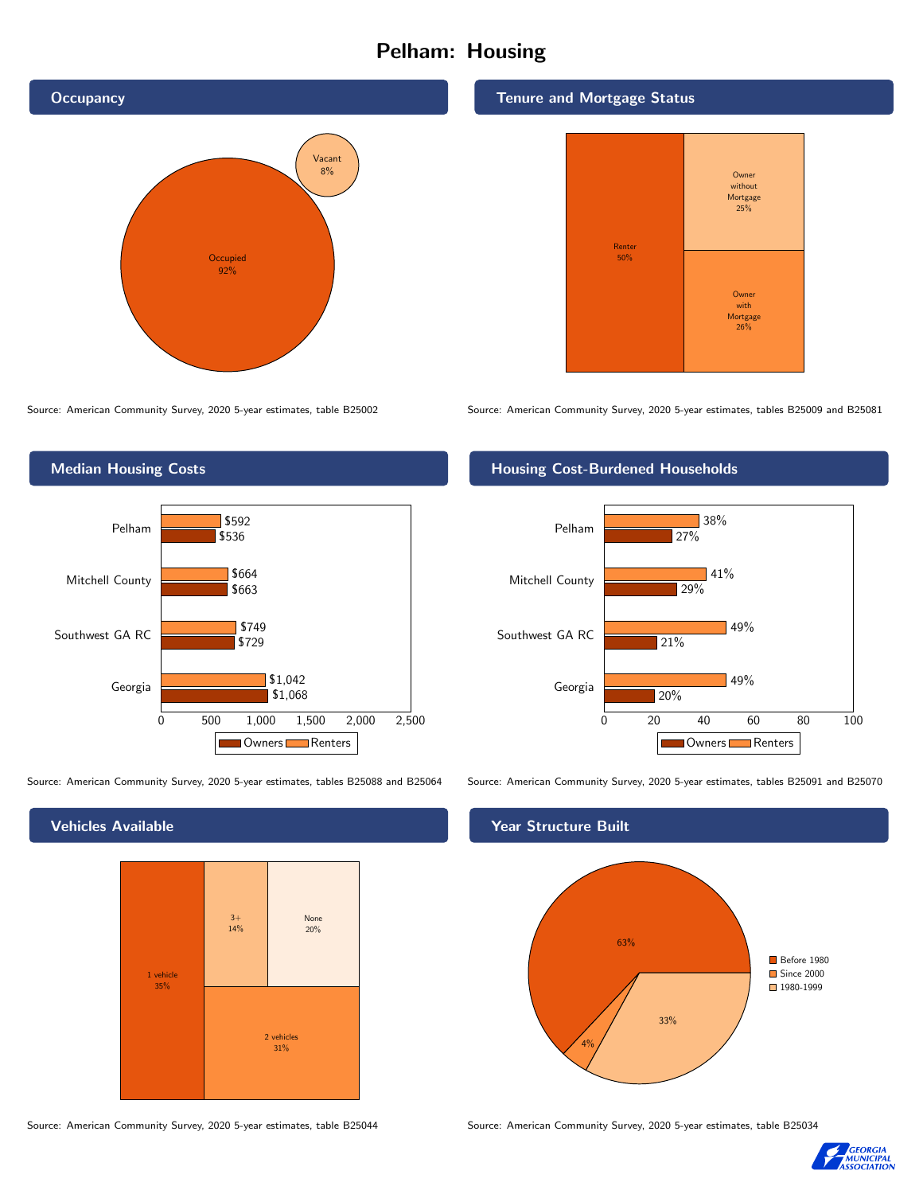# Pelham: Housing

## Occupancy

Vacant
8%

Occupied
92%

Source: American Community Survey, 2020 5-year estimates, table B25002

## Tenure and Mortgage Status

Renter
50%

Owner
without
Mortgage
25%

Owner
with
Mortgage
26%

Source: American Community Survey, 2020 5-year estimates, tables B25009 and B25081

## Median Housing Costs

Pelham
$592
$536

Mitchell County
$664
$663

Southwest GA RC
$749
$729

Georgia
$1,042
$1,068

0
500
1,000
1,500
2,000
2,500

Owners
Renters

Source: American Community Survey, 2020 5-year estimates, tables B25088 and B25064

## Housing Cost-Burdened Households

Pelham
38%
27%

Mitchell County
41%
29%

Southwest GA RC
49%
21%

Georgia
49%
20%

0
20
40
60
80
100

Owners
Renters

Source: American Community Survey, 2020 5-year estimates, tables B25091 and B25070

## Vehicles Available

1 vehicle
35%

3+
14%

None
20%

2 vehicles
31%

Source: American Community Survey, 2020 5-year estimates, table B25044

## Year Structure Built

63%

4%

33%

Before 1980
Since 2000
1980-1999

Source: American Community Survey, 2020 5-year estimates, table B25034